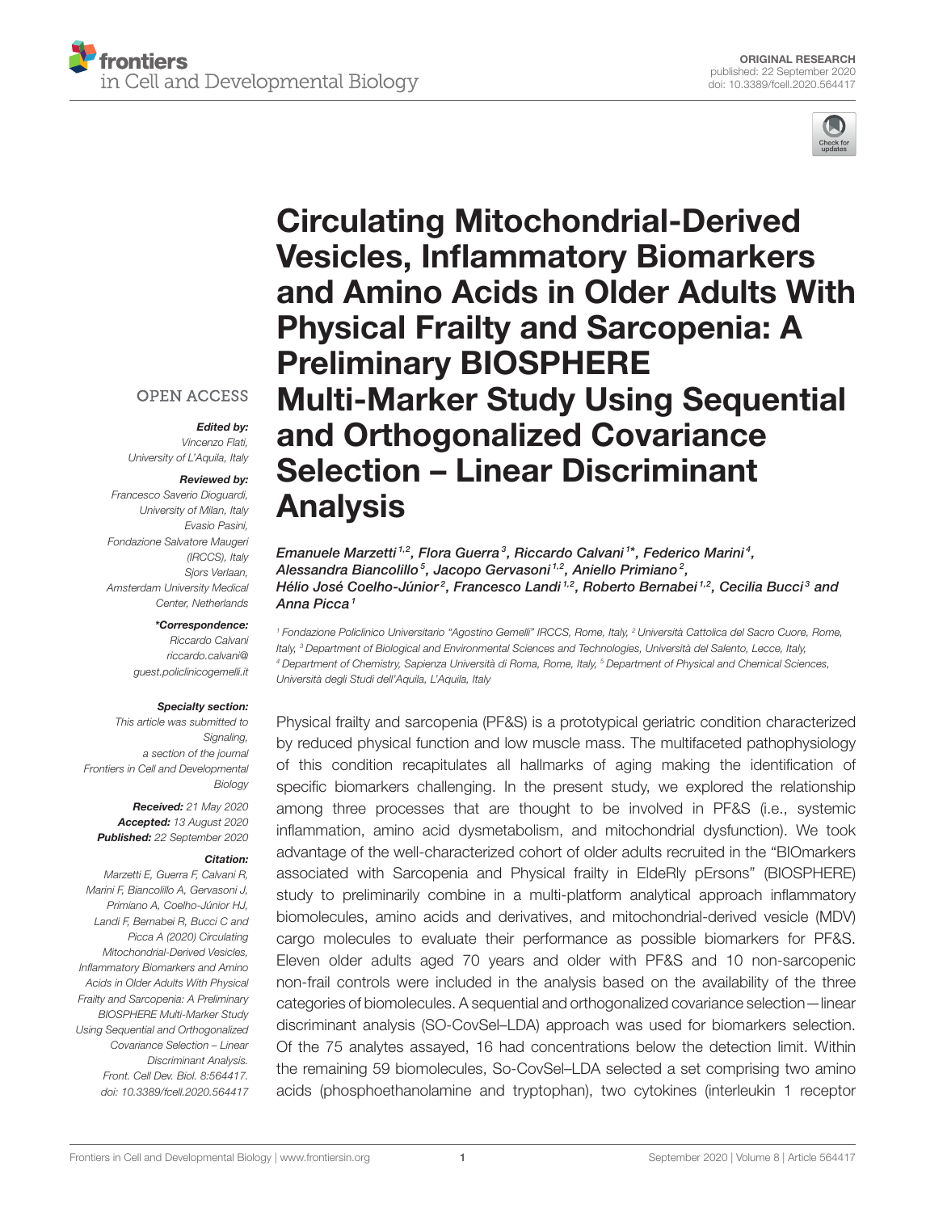ORIGINAL RESEARCH
published: 22 September 2020
doi: 10.3389/fcell.2020.564417

# Circulating Mitochondrial-Derived Vesicles, Inflammatory Biomarkers and Amino Acids in Older Adults With Physical Frailty and Sarcopenia: A Preliminary BIOSPHERE Multi-Marker Study Using Sequential and Orthogonalized Covariance Selection – Linear Discriminant Analysis

*Emanuele Marzetti[1,2], Flora Guerra[3], Riccardo Calvani[1]\*, Federico Marini[4], Alessandra Biancolillo[5], Jacopo Gervasoni[1,2], Aniello Primiano[2], Hélio José Coelho-Júnior[2], Francesco Landi[1,2], Roberto Bernabei[1,2], Cecilia Bucci[3] and Anna Picca[1]*

[1] Fondazione Policlinico Universitario "Agostino Gemelli" IRCCS, Rome, Italy, [2] Università Cattolica del Sacro Cuore, Rome, Italy, [3] Department of Biological and Environmental Sciences and Technologies, Università del Salento, Lecce, Italy, [4] Department of Chemistry, Sapienza Università di Roma, Rome, Italy, [5] Department of Physical and Chemical Sciences, Università degli Studi dell'Aquila, L'Aquila, Italy

OPEN ACCESS

***Edited by:***
Vincenzo Flati,
University of L'Aquila, Italy

***Reviewed by:***
Francesco Saverio Dioguardi,
University of Milan, Italy
Evasio Pasini,
Fondazione Salvatore Maugeri (IRCCS), Italy
Sjors Verlaan,
Amsterdam University Medical Center, Netherlands

***\*Correspondence:***
Riccardo Calvani
riccardo.calvani@guest.policlinicogemelli.it

***Specialty section:***
This article was submitted to Signaling, a section of the journal Frontiers in Cell and Developmental Biology

***Received:*** 21 May 2020
***Accepted:*** 13 August 2020
***Published:*** 22 September 2020

***Citation:***
Marzetti E, Guerra F, Calvani R, Marini F, Biancolillo A, Gervasoni J, Primiano A, Coelho-Júnior HJ, Landi F, Bernabei R, Bucci C and Picca A (2020) Circulating Mitochondrial-Derived Vesicles, Inflammatory Biomarkers and Amino Acids in Older Adults With Physical Frailty and Sarcopenia: A Preliminary BIOSPHERE Multi-Marker Study Using Sequential and Orthogonalized Covariance Selection – Linear Discriminant Analysis. Front. Cell Dev. Biol. 8:564417. doi: 10.3389/fcell.2020.564417

Physical frailty and sarcopenia (PF&S) is a prototypical geriatric condition characterized by reduced physical function and low muscle mass. The multifaceted pathophysiology of this condition recapitulates all hallmarks of aging making the identification of specific biomarkers challenging. In the present study, we explored the relationship among three processes that are thought to be involved in PF&S (i.e., systemic inflammation, amino acid dysmetabolism, and mitochondrial dysfunction). We took advantage of the well-characterized cohort of older adults recruited in the "BIOmarkers associated with Sarcopenia and Physical frailty in EldeRly pErsons" (BIOSPHERE) study to preliminarily combine in a multi-platform analytical approach inflammatory biomolecules, amino acids and derivatives, and mitochondrial-derived vesicle (MDV) cargo molecules to evaluate their performance as possible biomarkers for PF&S. Eleven older adults aged 70 years and older with PF&S and 10 non-sarcopenic non-frail controls were included in the analysis based on the availability of the three categories of biomolecules. A sequential and orthogonalized covariance selection—linear discriminant analysis (SO-CovSel–LDA) approach was used for biomarkers selection. Of the 75 analytes assayed, 16 had concentrations below the detection limit. Within the remaining 59 biomolecules, So-CovSel–LDA selected a set comprising two amino acids (phosphoethanolamine and tryptophan), two cytokines (interleukin 1 receptor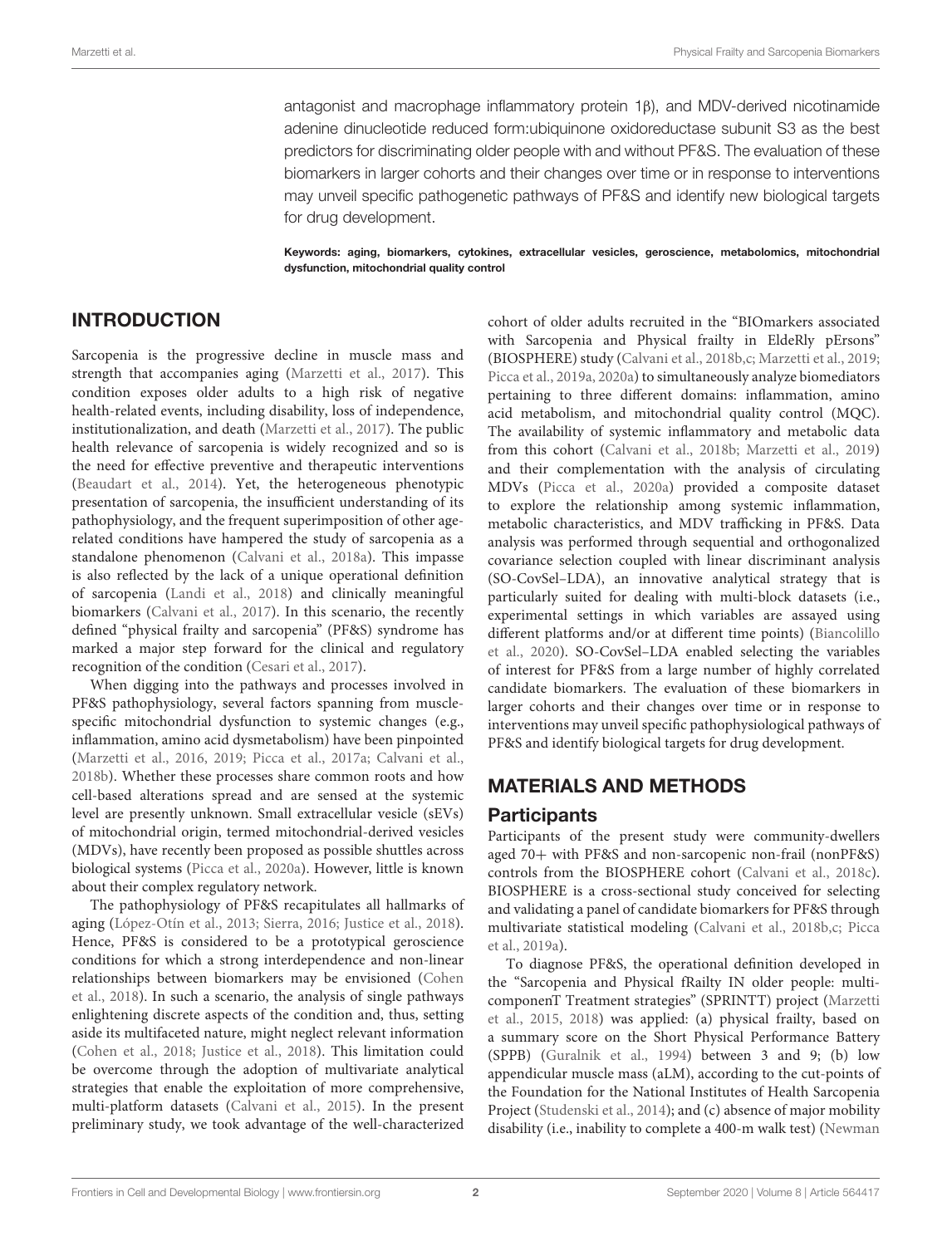antagonist and macrophage inflammatory protein 1β), and MDV-derived nicotinamide adenine dinucleotide reduced form:ubiquinone oxidoreductase subunit S3 as the best predictors for discriminating older people with and without PF&S. The evaluation of these biomarkers in larger cohorts and their changes over time or in response to interventions may unveil specific pathogenetic pathways of PF&S and identify new biological targets for drug development.

**Keywords: aging, biomarkers, cytokines, extracellular vesicles, geroscience, metabolomics, mitochondrial dysfunction, mitochondrial quality control**

## INTRODUCTION

Sarcopenia is the progressive decline in muscle mass and strength that accompanies aging (Marzetti et al., 2017). This condition exposes older adults to a high risk of negative health-related events, including disability, loss of independence, institutionalization, and death (Marzetti et al., 2017). The public health relevance of sarcopenia is widely recognized and so is the need for effective preventive and therapeutic interventions (Beaudart et al., 2014). Yet, the heterogeneous phenotypic presentation of sarcopenia, the insufficient understanding of its pathophysiology, and the frequent superimposition of other age-related conditions have hampered the study of sarcopenia as a standalone phenomenon (Calvani et al., 2018a). This impasse is also reflected by the lack of a unique operational definition of sarcopenia (Landi et al., 2018) and clinically meaningful biomarkers (Calvani et al., 2017). In this scenario, the recently defined "physical frailty and sarcopenia" (PF&S) syndrome has marked a major step forward for the clinical and regulatory recognition of the condition (Cesari et al., 2017).

When digging into the pathways and processes involved in PF&S pathophysiology, several factors spanning from muscle-specific mitochondrial dysfunction to systemic changes (e.g., inflammation, amino acid dysmetabolism) have been pinpointed (Marzetti et al., 2016, 2019; Picca et al., 2017a; Calvani et al., 2018b). Whether these processes share common roots and how cell-based alterations spread and are sensed at the systemic level are presently unknown. Small extracellular vesicle (sEVs) of mitochondrial origin, termed mitochondrial-derived vesicles (MDVs), have recently been proposed as possible shuttles across biological systems (Picca et al., 2020a). However, little is known about their complex regulatory network.

The pathophysiology of PF&S recapitulates all hallmarks of aging (López-Otín et al., 2013; Sierra, 2016; Justice et al., 2018). Hence, PF&S is considered to be a prototypical geroscience conditions for which a strong interdependence and non-linear relationships between biomarkers may be envisioned (Cohen et al., 2018). In such a scenario, the analysis of single pathways enlightening discrete aspects of the condition and, thus, setting aside its multifaceted nature, might neglect relevant information (Cohen et al., 2018; Justice et al., 2018). This limitation could be overcome through the adoption of multivariate analytical strategies that enable the exploitation of more comprehensive, multi-platform datasets (Calvani et al., 2015). In the present preliminary study, we took advantage of the well-characterized cohort of older adults recruited in the "BIOmarkers associated with Sarcopenia and Physical frailty in EldeRly pErsons" (BIOSPHERE) study (Calvani et al., 2018b,c; Marzetti et al., 2019; Picca et al., 2019a, 2020a) to simultaneously analyze biomediators pertaining to three different domains: inflammation, amino acid metabolism, and mitochondrial quality control (MQC). The availability of systemic inflammatory and metabolic data from this cohort (Calvani et al., 2018b; Marzetti et al., 2019) and their complementation with the analysis of circulating MDVs (Picca et al., 2020a) provided a composite dataset to explore the relationship among systemic inflammation, metabolic characteristics, and MDV trafficking in PF&S. Data analysis was performed through sequential and orthogonalized covariance selection coupled with linear discriminant analysis (SO-CovSel–LDA), an innovative analytical strategy that is particularly suited for dealing with multi-block datasets (i.e., experimental settings in which variables are assayed using different platforms and/or at different time points) (Biancolillo et al., 2020). SO-CovSel–LDA enabled selecting the variables of interest for PF&S from a large number of highly correlated candidate biomarkers. The evaluation of these biomarkers in larger cohorts and their changes over time or in response to interventions may unveil specific pathophysiological pathways of PF&S and identify biological targets for drug development.

## MATERIALS AND METHODS

### Participants

Participants of the present study were community-dwellers aged 70+ with PF&S and non-sarcopenic non-frail (nonPF&S) controls from the BIOSPHERE cohort (Calvani et al., 2018c). BIOSPHERE is a cross-sectional study conceived for selecting and validating a panel of candidate biomarkers for PF&S through multivariate statistical modeling (Calvani et al., 2018b,c; Picca et al., 2019a).

To diagnose PF&S, the operational definition developed in the "Sarcopenia and Physical fRailty IN older people: multi-componenT Treatment strategies" (SPRINTT) project (Marzetti et al., 2015, 2018) was applied: (a) physical frailty, based on a summary score on the Short Physical Performance Battery (SPPB) (Guralnik et al., 1994) between 3 and 9; (b) low appendicular muscle mass (aLM), according to the cut-points of the Foundation for the National Institutes of Health Sarcopenia Project (Studenski et al., 2014); and (c) absence of major mobility disability (i.e., inability to complete a 400-m walk test) (Newman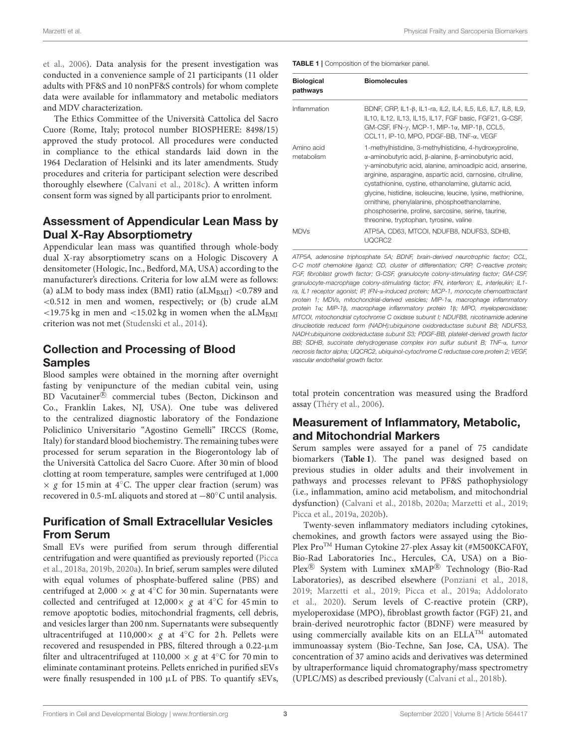et al., 2006). Data analysis for the present investigation was conducted in a convenience sample of 21 participants (11 older adults with PF&S and 10 nonPF&S controls) for whom complete data were available for inflammatory and metabolic mediators and MDV characterization.

The Ethics Committee of the Università Cattolica del Sacro Cuore (Rome, Italy; protocol number BIOSPHERE: 8498/15) approved the study protocol. All procedures were conducted in compliance to the ethical standards laid down in the 1964 Declaration of Helsinki and its later amendments. Study procedures and criteria for participant selection were described thoroughly elsewhere (Calvani et al., 2018c). A written inform consent form was signed by all participants prior to enrolment.

## Assessment of Appendicular Lean Mass by Dual X-Ray Absorptiometry

Appendicular lean mass was quantified through whole-body dual X-ray absorptiometry scans on a Hologic Discovery A densitometer (Hologic, Inc., Bedford, MA, USA) according to the manufacturer's directions. Criteria for low aLM were as follows: (a) aLM to body mass index (BMI) ratio ($aLM_{BMI}$) <0.789 and <0.512 in men and women, respectively; or (b) crude aLM <19.75 kg in men and <15.02 kg in women when the $aLM_{BMI}$ criterion was not met (Studenski et al., 2014).

## Collection and Processing of Blood Samples

Blood samples were obtained in the morning after overnight fasting by venipuncture of the median cubital vein, using BD Vacutainer® commercial tubes (Becton, Dickinson and Co., Franklin Lakes, NJ, USA). One tube was delivered to the centralized diagnostic laboratory of the Fondazione Policlinico Universitario "Agostino Gemelli" IRCCS (Rome, Italy) for standard blood biochemistry. The remaining tubes were processed for serum separation in the Biogerontology lab of the Università Cattolica del Sacro Cuore. After 30 min of blood clotting at room temperature, samples were centrifuged at 1,000 × *g* for 15 min at 4°C. The upper clear fraction (serum) was recovered in 0.5-mL aliquots and stored at −80°C until analysis.

## Purification of Small Extracellular Vesicles From Serum

Small EVs were purified from serum through differential centrifugation and were quantified as previously reported (Picca et al., 2018a, 2019b, 2020a). In brief, serum samples were diluted with equal volumes of phosphate-buffered saline (PBS) and centrifuged at 2,000 × *g* at 4°C for 30 min. Supernatants were collected and centrifuged at 12,000× *g* at 4°C for 45 min to remove apoptotic bodies, mitochondrial fragments, cell debris, and vesicles larger than 200 nm. Supernatants were subsequently ultracentrifuged at 110,000× *g* at 4°C for 2 h. Pellets were recovered and resuspended in PBS, filtered through a 0.22-μm filter and ultracentrifuged at 110,000 × *g* at 4°C for 70 min to eliminate contaminant proteins. Pellets enriched in purified sEVs were finally resuspended in 100 μL of PBS. To quantify sEVs, total protein concentration was measured using the Bradford assay (Théry et al., 2006).

**TABLE 1** | Composition of the biomarker panel.

| Biological pathways | Biomolecules |
|---|---|
| Inflammation | BDNF, CRP, IL1-β, IL1-ra, IL2, IL4, IL5, IL6, IL7, IL8, IL9, IL10, IL12, IL13, IL15, IL17, FGF basic, FGF21, G-CSF, GM-CSF, IFN-γ, MCP-1, MIP-1α, MIP-1β, CCL5, CCL11, IP-10, MPO, PDGF-BB, TNF-α, VEGF |
| Amino acid metabolism | 1-methylhistidine, 3-methylhistidine, 4-hydroxyproline, α-aminobutyric acid, β-alanine, β-aminobutyric acid, γ-aminobutyric acid, alanine, aminoadipic acid, anserine, arginine, asparagine, aspartic acid, carnosine, citrulline, cystathionine, cystine, ethanolamine, glutamic acid, glycine, histidine, isoleucine, leucine, lysine, methionine, ornithine, phenylalanine, phosphoethanolamine, phosphoserine, proline, sarcosine, serine, taurine, threonine, tryptophan, tyrosine, valine |
| MDVs | ATP5A, CD63, MTCOI, NDUFB8, NDUFS3, SDHB, UQCRC2 |

*ATP5A, adenosine triphosphate 5A; BDNF, brain-derived neurotrophic factor; CCL, C-C motif chemokine ligand; CD, cluster of differentiation; CRP, C-reactive protein; FGF, fibroblast growth factor; G-CSF, granulocyte colony-stimulating factor; GM-CSF, granulocyte-macrophage colony-stimulating factor; IFN, interferon; IL, interleukin; IL1-ra, IL1 receptor agonist; IP, IFN-α-induced protein; MCP-1, monocyte chemoattractant protein 1; MDVs, mitochondrial-derived vesicles; MIP-1α, macrophage inflammatory protein 1α; MIP-1β, macrophage inflammatory protein 1β; MPO, myeloperoxidase; MTCOI, mitochondrial cytochrome C oxidase subunit I; NDUFB8, nicotinamide adenine dinucleotide reduced form (NADH):ubiquinone oxidoreductase subunit B8; NDUFS3, NADH:ubiquinone oxidoreductase subunit S3; PDGF-BB, platelet-derived growth factor BB; SDHB, succinate dehydrogenase complex iron sulfur subunit B; TNF-α, tumor necrosis factor alpha; UQCRC2, ubiquinol-cytochrome C reductase core protein 2; VEGF, vascular endothelial growth factor.*

## Measurement of Inflammatory, Metabolic, and Mitochondrial Markers

Serum samples were assayed for a panel of 75 candidate biomarkers (**Table 1**). The panel was designed based on previous studies in older adults and their involvement in pathways and processes relevant to PF&S pathophysiology (i.e., inflammation, amino acid metabolism, and mitochondrial dysfunction) (Calvani et al., 2018b, 2020a; Marzetti et al., 2019; Picca et al., 2019a, 2020b).

Twenty-seven inflammatory mediators including cytokines, chemokines, and growth factors were assayed using the Bio-Plex Pro™ Human Cytokine 27-plex Assay kit (#M500KCAF0Y, Bio-Rad Laboratories Inc., Hercules, CA, USA) on a Bio-Plex® System with Luminex xMAP® Technology (Bio-Rad Laboratories), as described elsewhere (Ponziani et al., 2018, 2019; Marzetti et al., 2019; Picca et al., 2019a; Addolorato et al., 2020). Serum levels of C-reactive protein (CRP), myeloperoxidase (MPO), fibroblast growth factor (FGF) 21, and brain-derived neurotrophic factor (BDNF) were measured by using commercially available kits on an ELLA™ automated immunoassay system (Bio-Techne, San Jose, CA, USA). The concentration of 37 amino acids and derivatives was determined by ultraperformance liquid chromatography/mass spectrometry (UPLC/MS) as described previously (Calvani et al., 2018b).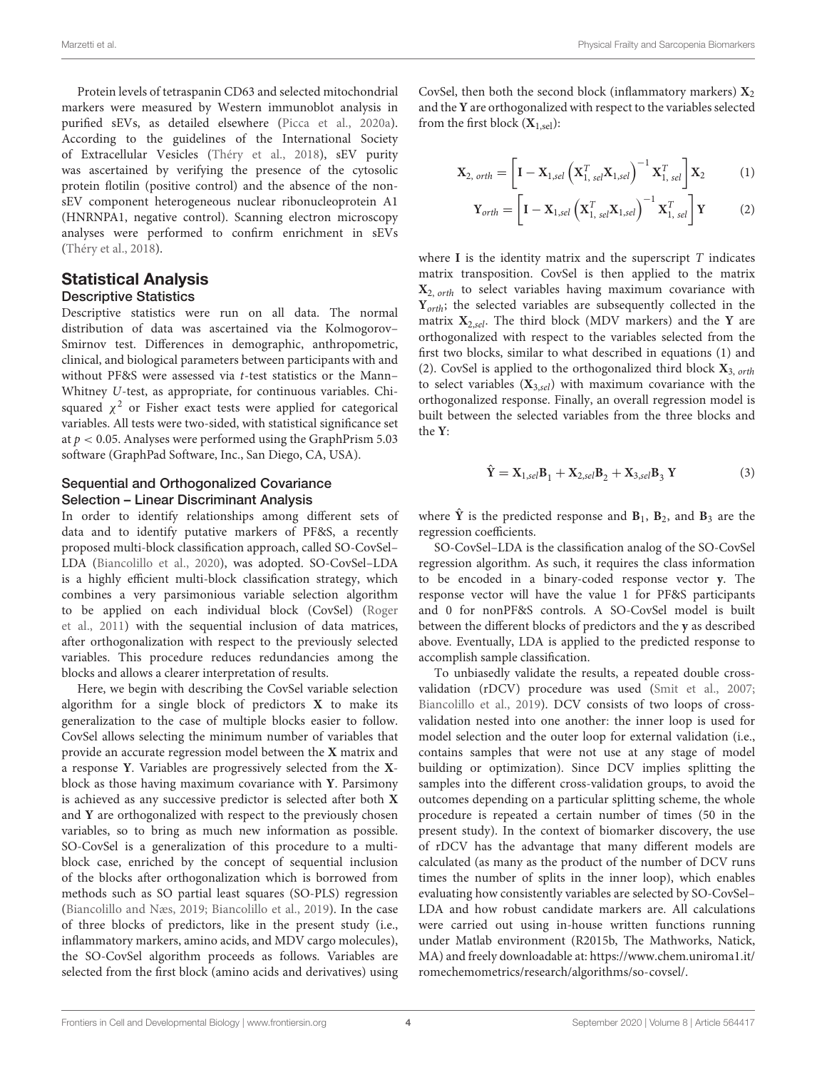Protein levels of tetraspanin CD63 and selected mitochondrial markers were measured by Western immunoblot analysis in purified sEVs, as detailed elsewhere (Picca et al., 2020a). According to the guidelines of the International Society of Extracellular Vesicles (Théry et al., 2018), sEV purity was ascertained by verifying the presence of the cytosolic protein flotilin (positive control) and the absence of the non-sEV component heterogeneous nuclear ribonucleoprotein A1 (HNRNPA1, negative control). Scanning electron microscopy analyses were performed to confirm enrichment in sEVs (Théry et al., 2018).

## Statistical Analysis

### Descriptive Statistics

Descriptive statistics were run on all data. The normal distribution of data was ascertained via the Kolmogorov–Smirnov test. Differences in demographic, anthropometric, clinical, and biological parameters between participants with and without PF&S were assessed via *t*-test statistics or the Mann–Whitney *U*-test, as appropriate, for continuous variables. Chi-squared $\chi^2$ or Fisher exact tests were applied for categorical variables. All tests were two-sided, with statistical significance set at $p < 0.05$. Analyses were performed using the GraphPrism 5.03 software (GraphPad Software, Inc., San Diego, CA, USA).

### Sequential and Orthogonalized Covariance Selection – Linear Discriminant Analysis

In order to identify relationships among different sets of data and to identify putative markers of PF&S, a recently proposed multi-block classification approach, called SO-CovSel–LDA (Biancolillo et al., 2020), was adopted. SO-CovSel–LDA is a highly efficient multi-block classification strategy, which combines a very parsimonious variable selection algorithm to be applied on each individual block (CovSel) (Roger et al., 2011) with the sequential inclusion of data matrices, after orthogonalization with respect to the previously selected variables. This procedure reduces redundancies among the blocks and allows a clearer interpretation of results.

Here, we begin with describing the CovSel variable selection algorithm for a single block of predictors **X** to make its generalization to the case of multiple blocks easier to follow. CovSel allows selecting the minimum number of variables that provide an accurate regression model between the **X** matrix and a response **Y**. Variables are progressively selected from the **X**-block as those having maximum covariance with **Y**. Parsimony is achieved as any successive predictor is selected after both **X** and **Y** are orthogonalized with respect to the previously chosen variables, so to bring as much new information as possible. SO-CovSel is a generalization of this procedure to a multi-block case, enriched by the concept of sequential inclusion of the blocks after orthogonalization which is borrowed from methods such as SO partial least squares (SO-PLS) regression (Biancolillo and Næs, 2019; Biancolillo et al., 2019). In the case of three blocks of predictors, like in the present study (i.e., inflammatory markers, amino acids, and MDV cargo molecules), the SO-CovSel algorithm proceeds as follows. Variables are selected from the first block (amino acids and derivatives) using CovSel, then both the second block (inflammatory markers) $\mathbf{X}_2$ and the **Y** are orthogonalized with respect to the variables selected from the first block ($\mathbf{X}_{1,\mathrm{sel}}$):

$$\mathbf{X}_{2,\,orth} = \left[\mathbf{I} - \mathbf{X}_{1,sel}\left(\mathbf{X}_{1,\,sel}^{T}\mathbf{X}_{1,sel}\right)^{-1}\mathbf{X}_{1,\,sel}^{T}\right]\mathbf{X}_2 \tag{1}$$

$$\mathbf{Y}_{orth} = \left[\mathbf{I} - \mathbf{X}_{1,sel}\left(\mathbf{X}_{1,\,sel}^{T}\mathbf{X}_{1,sel}\right)^{-1}\mathbf{X}_{1,\,sel}^{T}\right]\mathbf{Y} \tag{2}$$

where **I** is the identity matrix and the superscript $T$ indicates matrix transposition. CovSel is then applied to the matrix $\mathbf{X}_{2,\,orth}$ to select variables having maximum covariance with $\mathbf{Y}_{orth}$; the selected variables are subsequently collected in the matrix $\mathbf{X}_{2,sel}$. The third block (MDV markers) and the **Y** are orthogonalized with respect to the variables selected from the first two blocks, similar to what described in equations (1) and (2). CovSel is applied to the orthogonalized third block $\mathbf{X}_{3,\,orth}$ to select variables ($\mathbf{X}_{3,sel}$) with maximum covariance with the orthogonalized response. Finally, an overall regression model is built between the selected variables from the three blocks and the **Y**:

$$\hat{\mathbf{Y}} = \mathbf{X}_{1,sel}\mathbf{B}_1 + \mathbf{X}_{2,sel}\mathbf{B}_2 + \mathbf{X}_{3,sel}\mathbf{B}_3\ \mathbf{Y} \tag{3}$$

where $\hat{\mathbf{Y}}$ is the predicted response and $\mathbf{B}_1$, $\mathbf{B}_2$, and $\mathbf{B}_3$ are the regression coefficients.

SO-CovSel–LDA is the classification analog of the SO-CovSel regression algorithm. As such, it requires the class information to be encoded in a binary-coded response vector **y**. The response vector will have the value 1 for PF&S participants and 0 for nonPF&S controls. A SO-CovSel model is built between the different blocks of predictors and the **y** as described above. Eventually, LDA is applied to the predicted response to accomplish sample classification.

To unbiasedly validate the results, a repeated double cross-validation (rDCV) procedure was used (Smit et al., 2007; Biancolillo et al., 2019). DCV consists of two loops of cross-validation nested into one another: the inner loop is used for model selection and the outer loop for external validation (i.e., contains samples that were not use at any stage of model building or optimization). Since DCV implies splitting the samples into the different cross-validation groups, to avoid the outcomes depending on a particular splitting scheme, the whole procedure is repeated a certain number of times (50 in the present study). In the context of biomarker discovery, the use of rDCV has the advantage that many different models are calculated (as many as the product of the number of DCV runs times the number of splits in the inner loop), which enables evaluating how consistently variables are selected by SO-CovSel–LDA and how robust candidate markers are. All calculations were carried out using in-house written functions running under Matlab environment (R2015b, The Mathworks, Natick, MA) and freely downloadable at: https://www.chem.uniroma1.it/romechemometrics/research/algorithms/so-covsel/.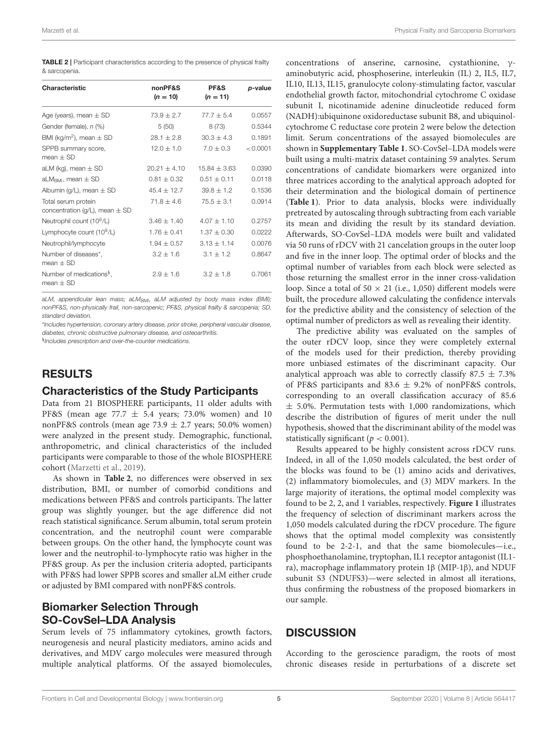**TABLE 2** | Participant characteristics according to the presence of physical frailty & sarcopenia.

| Characteristic | nonPF&S (n = 10) | PF&S (n = 11) | p-value |
|---|---|---|---|
| Age (years), mean ± SD | 73.9 ± 2.7 | 77.7 ± 5.4 | 0.0557 |
| Gender (female), n (%) | 5 (50) | 8 (73) | 0.5344 |
| BMI (kg/m$^2$), mean ± SD | 28.1 ± 2.8 | 30.3 ± 4.3 | 0.1891 |
| SPPB summary score, mean ± SD | 12.0 ± 1.0 | 7.0 ± 0.3 | <0.0001 |
| aLM (kg), mean ± SD | 20.21 ± 4.10 | 15.84 ± 3.63 | 0.0390 |
| $aLM_{BMI}$, mean ± SD | 0.81 ± 0.32 | 0.51 ± 0.11 | 0.0118 |
| Albumin (g/L), mean ± SD | 45.4 ± 12.7 | 39.8 ± 1.2 | 0.1536 |
| Total serum protein concentration (g/L), mean ± SD | 71.8 ± 4.6 | 75.5 ± 3.1 | 0.0914 |
| Neutrophil count ($10^9$/L) | 3.46 ± 1.40 | 4.07 ± 1.10 | 0.2757 |
| Lymphocyte count ($10^9$/L) | 1.76 ± 0.41 | 1.37 ± 0.30 | 0.0222 |
| Neutrophil/lymphocyte | 1.94 ± 0.57 | 3.13 ± 1.14 | 0.0076 |
| Number of diseases*, mean ± SD | 3.2 ± 1.6 | 3.1 ± 1.2 | 0.8647 |
| Number of medications§, mean ± SD | 2.9 ± 1.6 | 3.2 ± 1.8 | 0.7061 |

*aLM, appendicular lean mass; $aLM_{BMI}$, aLM adjusted by body mass index (BMI); nonPF&S, non-physically frail, non-sarcopenic; PF&S, physical frailty & sarcopenia; SD, standard deviation.*

*Includes hypertension, coronary artery disease, prior stroke, peripheral vascular disease, diabetes, chronic obstructive pulmonary disease, and osteoarthritis.

§Includes prescription and over-the-counter medications.

## RESULTS

### Characteristics of the Study Participants

Data from 21 BIOSPHERE participants, 11 older adults with PF&S (mean age 77.7 ± 5.4 years; 73.0% women) and 10 nonPF&S controls (mean age 73.9 ± 2.7 years; 50.0% women) were analyzed in the present study. Demographic, functional, anthropometric, and clinical characteristics of the included participants were comparable to those of the whole BIOSPHERE cohort (Marzetti et al., 2019).

As shown in **Table 2**, no differences were observed in sex distribution, BMI, or number of comorbid conditions and medications between PF&S and controls participants. The latter group was slightly younger, but the age difference did not reach statistical significance. Serum albumin, total serum protein concentration, and the neutrophil count were comparable between groups. On the other hand, the lymphocyte count was lower and the neutrophil-to-lymphocyte ratio was higher in the PF&S group. As per the inclusion criteria adopted, participants with PF&S had lower SPPB scores and smaller aLM either crude or adjusted by BMI compared with nonPF&S controls.

### Biomarker Selection Through SO-CovSel–LDA Analysis

Serum levels of 75 inflammatory cytokines, growth factors, neurogenesis and neural plasticity mediators, amino acids and derivatives, and MDV cargo molecules were measured through multiple analytical platforms. Of the assayed biomolecules, concentrations of anserine, carnosine, cystathionine, γ-aminobutyric acid, phosphoserine, interleukin (IL) 2, IL5, IL7, IL10, IL13, IL15, granulocyte colony-stimulating factor, vascular endothelial growth factor, mitochondrial cytochrome C oxidase subunit I, nicotinamide adenine dinucleotide reduced form (NADH):ubiquinone oxidoreductase subunit B8, and ubiquinol-cytochrome C reductase core protein 2 were below the detection limit. Serum concentrations of the assayed biomolecules are shown in **Supplementary Table 1**. SO-CovSel–LDA models were built using a multi-matrix dataset containing 59 analytes. Serum concentrations of candidate biomarkers were organized into three matrices according to the analytical approach adopted for their determination and the biological domain of pertinence (**Table 1**). Prior to data analysis, blocks were individually pretreated by autoscaling through subtracting from each variable its mean and dividing the result by its standard deviation. Afterwards, SO-CovSel–LDA models were built and validated via 50 runs of rDCV with 21 cancelation groups in the outer loop and five in the inner loop. The optimal order of blocks and the optimal number of variables from each block were selected as those returning the smallest error in the inner cross-validation loop. Since a total of 50 × 21 (i.e., 1,050) different models were built, the procedure allowed calculating the confidence intervals for the predictive ability and the consistency of selection of the optimal number of predictors as well as revealing their identity.

The predictive ability was evaluated on the samples of the outer rDCV loop, since they were completely external of the models used for their prediction, thereby providing more unbiased estimates of the discriminant capacity. Our analytical approach was able to correctly classify 87.5 ± 7.3% of PF&S participants and 83.6 ± 9.2% of nonPF&S controls, corresponding to an overall classification accuracy of 85.6 ± 5.0%. Permutation tests with 1,000 randomizations, which describe the distribution of figures of merit under the null hypothesis, showed that the discriminant ability of the model was statistically significant ($p < 0.001$).

Results appeared to be highly consistent across rDCV runs. Indeed, in all of the 1,050 models calculated, the best order of the blocks was found to be (1) amino acids and derivatives, (2) inflammatory biomolecules, and (3) MDV markers. In the large majority of iterations, the optimal model complexity was found to be 2, 2, and 1 variables, respectively. **Figure 1** illustrates the frequency of selection of discriminant markers across the 1,050 models calculated during the rDCV procedure. The figure shows that the optimal model complexity was consistently found to be 2-2-1, and that the same biomolecules—i.e., phosphoethanolamine, tryptophan, IL1 receptor antagonist (IL1-ra), macrophage inflammatory protein 1β (MIP-1β), and NDUF subunit S3 (NDUFS3)—were selected in almost all iterations, thus confirming the robustness of the proposed biomarkers in our sample.

## DISCUSSION

According to the geroscience paradigm, the roots of most chronic diseases reside in perturbations of a discrete set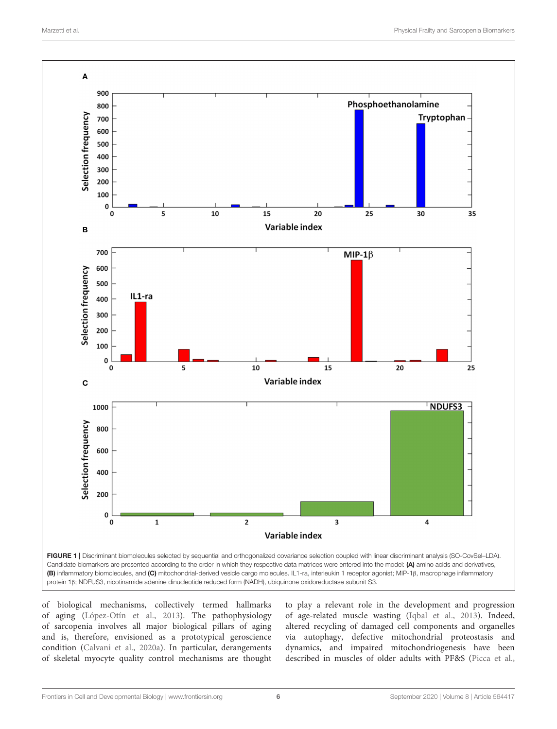FIGURE 1 | Discriminant biomolecules selected by sequential and orthogonalized covariance selection coupled with linear discriminant analysis (SO-CovSel–LDA). Candidate biomarkers are presented according to the order in which they respective data matrices were entered into the model: **(A)** amino acids and derivatives, **(B)** inflammatory biomolecules, and **(C)** mitochondrial-derived vesicle cargo molecules. IL1-ra, interleukin 1 receptor agonist; MIP-1β, macrophage inflammatory protein 1β; NDFUS3, nicotinamide adenine dinucleotide reduced form (NADH), ubiquinone oxidoreductase subunit S3.

of biological mechanisms, collectively termed hallmarks of aging (López-Otín et al., 2013). The pathophysiology of sarcopenia involves all major biological pillars of aging and is, therefore, envisioned as a prototypical geroscience condition (Calvani et al., 2020a). In particular, derangements of skeletal myocyte quality control mechanisms are thought to play a relevant role in the development and progression of age-related muscle wasting (Iqbal et al., 2013). Indeed, altered recycling of damaged cell components and organelles via autophagy, defective mitochondrial proteostasis and dynamics, and impaired mitochondriogenesis have been described in muscles of older adults with PF&S (Picca et al.,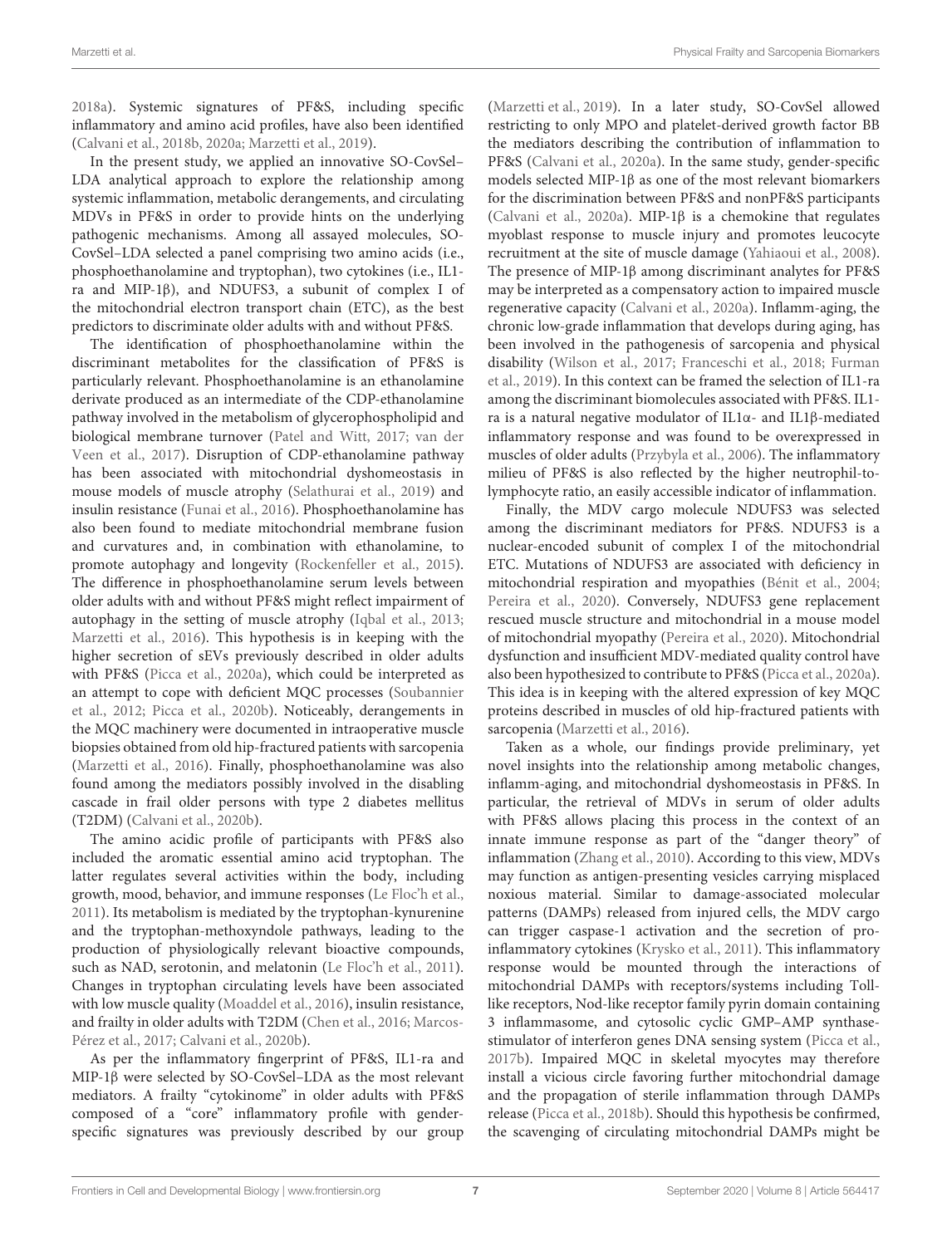2018a). Systemic signatures of PF&S, including specific inflammatory and amino acid profiles, have also been identified (Calvani et al., 2018b, 2020a; Marzetti et al., 2019).

In the present study, we applied an innovative SO-CovSel–LDA analytical approach to explore the relationship among systemic inflammation, metabolic derangements, and circulating MDVs in PF&S in order to provide hints on the underlying pathogenic mechanisms. Among all assayed molecules, SO-CovSel–LDA selected a panel comprising two amino acids (i.e., phosphoethanolamine and tryptophan), two cytokines (i.e., IL1-ra and MIP-1β), and NDUFS3, a subunit of complex I of the mitochondrial electron transport chain (ETC), as the best predictors to discriminate older adults with and without PF&S.

The identification of phosphoethanolamine within the discriminant metabolites for the classification of PF&S is particularly relevant. Phosphoethanolamine is an ethanolamine derivate produced as an intermediate of the CDP-ethanolamine pathway involved in the metabolism of glycerophospholipid and biological membrane turnover (Patel and Witt, 2017; van der Veen et al., 2017). Disruption of CDP-ethanolamine pathway has been associated with mitochondrial dyshomeostasis in mouse models of muscle atrophy (Selathurai et al., 2019) and insulin resistance (Funai et al., 2016). Phosphoethanolamine has also been found to mediate mitochondrial membrane fusion and curvatures and, in combination with ethanolamine, to promote autophagy and longevity (Rockenfeller et al., 2015). The difference in phosphoethanolamine serum levels between older adults with and without PF&S might reflect impairment of autophagy in the setting of muscle atrophy (Iqbal et al., 2013; Marzetti et al., 2016). This hypothesis is in keeping with the higher secretion of sEVs previously described in older adults with PF&S (Picca et al., 2020a), which could be interpreted as an attempt to cope with deficient MQC processes (Soubannier et al., 2012; Picca et al., 2020b). Noticeably, derangements in the MQC machinery were documented in intraoperative muscle biopsies obtained from old hip-fractured patients with sarcopenia (Marzetti et al., 2016). Finally, phosphoethanolamine was also found among the mediators possibly involved in the disabling cascade in frail older persons with type 2 diabetes mellitus (T2DM) (Calvani et al., 2020b).

The amino acidic profile of participants with PF&S also included the aromatic essential amino acid tryptophan. The latter regulates several activities within the body, including growth, mood, behavior, and immune responses (Le Floc'h et al., 2011). Its metabolism is mediated by the tryptophan-kynurenine and the tryptophan-methoxyndole pathways, leading to the production of physiologically relevant bioactive compounds, such as NAD, serotonin, and melatonin (Le Floc'h et al., 2011). Changes in tryptophan circulating levels have been associated with low muscle quality (Moaddel et al., 2016), insulin resistance, and frailty in older adults with T2DM (Chen et al., 2016; Marcos-Pérez et al., 2017; Calvani et al., 2020b).

As per the inflammatory fingerprint of PF&S, IL1-ra and MIP-1β were selected by SO-CovSel–LDA as the most relevant mediators. A frailty "cytokinome" in older adults with PF&S composed of a "core" inflammatory profile with gender-specific signatures was previously described by our group (Marzetti et al., 2019). In a later study, SO-CovSel allowed restricting to only MPO and platelet-derived growth factor BB the mediators describing the contribution of inflammation to PF&S (Calvani et al., 2020a). In the same study, gender-specific models selected MIP-1β as one of the most relevant biomarkers for the discrimination between PF&S and nonPF&S participants (Calvani et al., 2020a). MIP-1β is a chemokine that regulates myoblast response to muscle injury and promotes leucocyte recruitment at the site of muscle damage (Yahiaoui et al., 2008). The presence of MIP-1β among discriminant analytes for PF&S may be interpreted as a compensatory action to impaired muscle regenerative capacity (Calvani et al., 2020a). Inflamm-aging, the chronic low-grade inflammation that develops during aging, has been involved in the pathogenesis of sarcopenia and physical disability (Wilson et al., 2017; Franceschi et al., 2018; Furman et al., 2019). In this context can be framed the selection of IL1-ra among the discriminant biomolecules associated with PF&S. IL1-ra is a natural negative modulator of IL1α- and IL1β-mediated inflammatory response and was found to be overexpressed in muscles of older adults (Przybyla et al., 2006). The inflammatory milieu of PF&S is also reflected by the higher neutrophil-to-lymphocyte ratio, an easily accessible indicator of inflammation.

Finally, the MDV cargo molecule NDUFS3 was selected among the discriminant mediators for PF&S. NDUFS3 is a nuclear-encoded subunit of complex I of the mitochondrial ETC. Mutations of NDUFS3 are associated with deficiency in mitochondrial respiration and myopathies (Bénit et al., 2004; Pereira et al., 2020). Conversely, NDUFS3 gene replacement rescued muscle structure and mitochondrial in a mouse model of mitochondrial myopathy (Pereira et al., 2020). Mitochondrial dysfunction and insufficient MDV-mediated quality control have also been hypothesized to contribute to PF&S (Picca et al., 2020a). This idea is in keeping with the altered expression of key MQC proteins described in muscles of old hip-fractured patients with sarcopenia (Marzetti et al., 2016).

Taken as a whole, our findings provide preliminary, yet novel insights into the relationship among metabolic changes, inflamm-aging, and mitochondrial dyshomeostasis in PF&S. In particular, the retrieval of MDVs in serum of older adults with PF&S allows placing this process in the context of an innate immune response as part of the "danger theory" of inflammation (Zhang et al., 2010). According to this view, MDVs may function as antigen-presenting vesicles carrying misplaced noxious material. Similar to damage-associated molecular patterns (DAMPs) released from injured cells, the MDV cargo can trigger caspase-1 activation and the secretion of pro-inflammatory cytokines (Krysko et al., 2011). This inflammatory response would be mounted through the interactions of mitochondrial DAMPs with receptors/systems including Toll-like receptors, Nod-like receptor family pyrin domain containing 3 inflammasome, and cytosolic cyclic GMP–AMP synthase-stimulator of interferon genes DNA sensing system (Picca et al., 2017b). Impaired MQC in skeletal myocytes may therefore install a vicious circle favoring further mitochondrial damage and the propagation of sterile inflammation through DAMPs release (Picca et al., 2018b). Should this hypothesis be confirmed, the scavenging of circulating mitochondrial DAMPs might be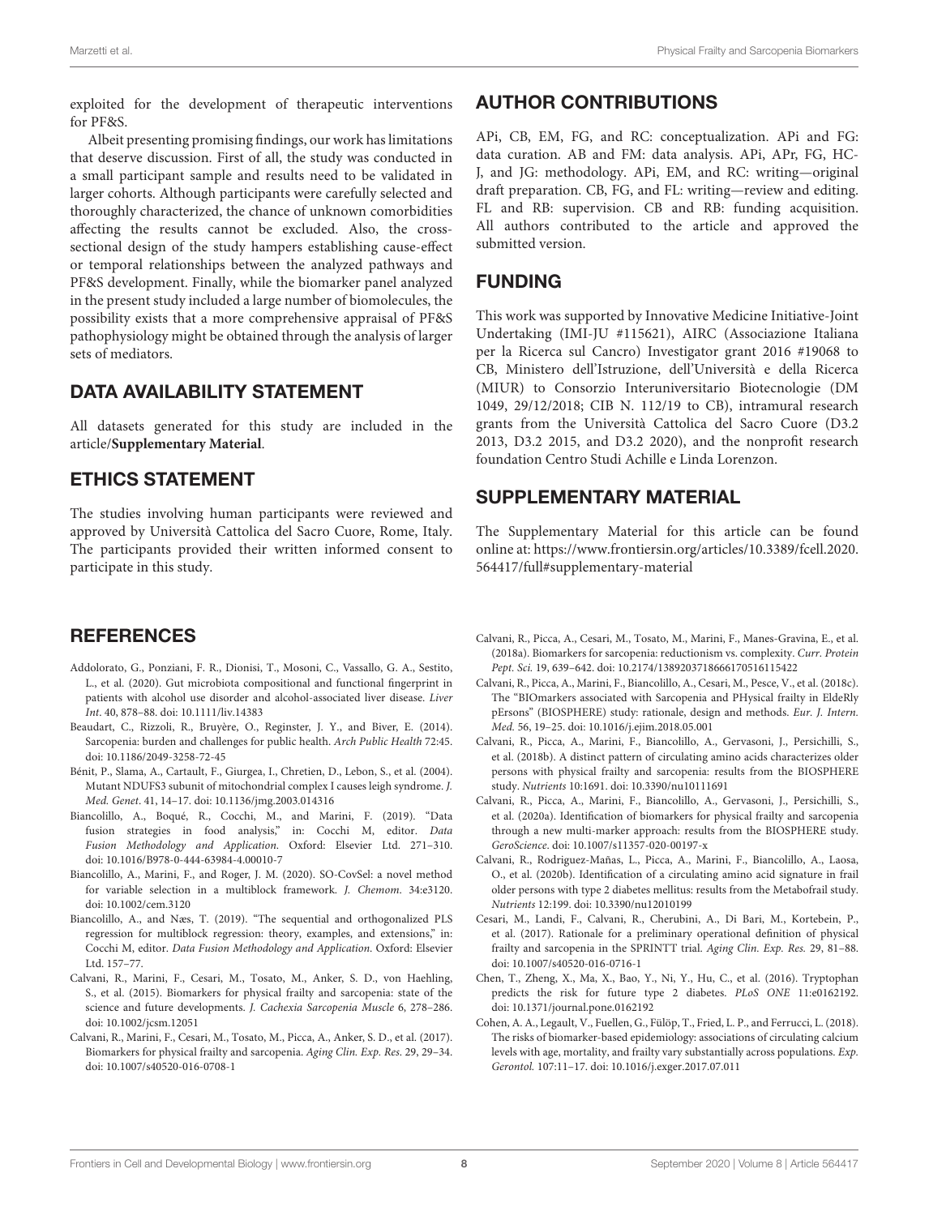exploited for the development of therapeutic interventions for PF&S.

Albeit presenting promising findings, our work has limitations that deserve discussion. First of all, the study was conducted in a small participant sample and results need to be validated in larger cohorts. Although participants were carefully selected and thoroughly characterized, the chance of unknown comorbidities affecting the results cannot be excluded. Also, the cross-sectional design of the study hampers establishing cause-effect or temporal relationships between the analyzed pathways and PF&S development. Finally, while the biomarker panel analyzed in the present study included a large number of biomolecules, the possibility exists that a more comprehensive appraisal of PF&S pathophysiology might be obtained through the analysis of larger sets of mediators.

## DATA AVAILABILITY STATEMENT

All datasets generated for this study are included in the article/**Supplementary Material**.

## ETHICS STATEMENT

The studies involving human participants were reviewed and approved by Università Cattolica del Sacro Cuore, Rome, Italy. The participants provided their written informed consent to participate in this study.

## AUTHOR CONTRIBUTIONS

APi, CB, EM, FG, and RC: conceptualization. APi and FG: data curation. AB and FM: data analysis. APi, APr, FG, HC-J, and JG: methodology. APi, EM, and RC: writing—original draft preparation. CB, FG, and FL: writing—review and editing. FL and RB: supervision. CB and RB: funding acquisition. All authors contributed to the article and approved the submitted version.

## FUNDING

This work was supported by Innovative Medicine Initiative-Joint Undertaking (IMI-JU #115621), AIRC (Associazione Italiana per la Ricerca sul Cancro) Investigator grant 2016 #19068 to CB, Ministero dell'Istruzione, dell'Università e della Ricerca (MIUR) to Consorzio Interuniversitario Biotecnologie (DM 1049, 29/12/2018; CIB N. 112/19 to CB), intramural research grants from the Università Cattolica del Sacro Cuore (D3.2 2013, D3.2 2015, and D3.2 2020), and the nonprofit research foundation Centro Studi Achille e Linda Lorenzon.

## SUPPLEMENTARY MATERIAL

The Supplementary Material for this article can be found online at: https://www.frontiersin.org/articles/10.3389/fcell.2020.564417/full#supplementary-material

## REFERENCES

- Addolorato, G., Ponziani, F. R., Dionisi, T., Mosoni, C., Vassallo, G. A., Sestito, L., et al. (2020). Gut microbiota compositional and functional fingerprint in patients with alcohol use disorder and alcohol-associated liver disease. *Liver Int*. 40, 878–88. doi: 10.1111/liv.14383
- Beaudart, C., Rizzoli, R., Bruyère, O., Reginster, J. Y., and Biver, E. (2014). Sarcopenia: burden and challenges for public health. *Arch Public Health* 72:45. doi: 10.1186/2049-3258-72-45
- Bénit, P., Slama, A., Cartault, F., Giurgea, I., Chretien, D., Lebon, S., et al. (2004). Mutant NDUFS3 subunit of mitochondrial complex I causes leigh syndrome. *J. Med. Genet*. 41, 14–17. doi: 10.1136/jmg.2003.014316
- Biancolillo, A., Boqué, R., Cocchi, M., and Marini, F. (2019). "Data fusion strategies in food analysis," in: Cocchi M, editor. *Data Fusion Methodology and Application*. Oxford: Elsevier Ltd. 271–310. doi: 10.1016/B978-0-444-63984-4.00010-7
- Biancolillo, A., Marini, F., and Roger, J. M. (2020). SO-CovSel: a novel method for variable selection in a multiblock framework. *J. Chemom*. 34:e3120. doi: 10.1002/cem.3120
- Biancolillo, A., and Næs, T. (2019). "The sequential and orthogonalized PLS regression for multiblock regression: theory, examples, and extensions," in: Cocchi M, editor. *Data Fusion Methodology and Application*. Oxford: Elsevier Ltd. 157–77.
- Calvani, R., Marini, F., Cesari, M., Tosato, M., Anker, S. D., von Haehling, S., et al. (2015). Biomarkers for physical frailty and sarcopenia: state of the science and future developments. *J. Cachexia Sarcopenia Muscle* 6, 278–286. doi: 10.1002/jcsm.12051
- Calvani, R., Marini, F., Cesari, M., Tosato, M., Picca, A., Anker, S. D., et al. (2017). Biomarkers for physical frailty and sarcopenia. *Aging Clin. Exp. Res*. 29, 29–34. doi: 10.1007/s40520-016-0708-1
- Calvani, R., Picca, A., Cesari, M., Tosato, M., Marini, F., Manes-Gravina, E., et al. (2018a). Biomarkers for sarcopenia: reductionism vs. complexity. *Curr. Protein Pept. Sci.* 19, 639–642. doi: 10.2174/1389203718666170516115422
- Calvani, R., Picca, A., Marini, F., Biancolillo, A., Cesari, M., Pesce, V., et al. (2018c). The "BIOmarkers associated with Sarcopenia and PHysical frailty in EldeRly pErsons" (BIOSPHERE) study: rationale, design and methods. *Eur. J. Intern. Med.* 56, 19–25. doi: 10.1016/j.ejim.2018.05.001
- Calvani, R., Picca, A., Marini, F., Biancolillo, A., Gervasoni, J., Persichilli, S., et al. (2018b). A distinct pattern of circulating amino acids characterizes older persons with physical frailty and sarcopenia: results from the BIOSPHERE study. *Nutrients* 10:1691. doi: 10.3390/nu10111691
- Calvani, R., Picca, A., Marini, F., Biancolillo, A., Gervasoni, J., Persichilli, S., et al. (2020a). Identification of biomarkers for physical frailty and sarcopenia through a new multi-marker approach: results from the BIOSPHERE study. *GeroScience*. doi: 10.1007/s11357-020-00197-x
- Calvani, R., Rodriguez-Mañas, L., Picca, A., Marini, F., Biancolillo, A., Laosa, O., et al. (2020b). Identification of a circulating amino acid signature in frail older persons with type 2 diabetes mellitus: results from the Metabofrail study. *Nutrients* 12:199. doi: 10.3390/nu12010199
- Cesari, M., Landi, F., Calvani, R., Cherubini, A., Di Bari, M., Kortebein, P., et al. (2017). Rationale for a preliminary operational definition of physical frailty and sarcopenia in the SPRINTT trial. *Aging Clin. Exp. Res.* 29, 81–88. doi: 10.1007/s40520-016-0716-1
- Chen, T., Zheng, X., Ma, X., Bao, Y., Ni, Y., Hu, C., et al. (2016). Tryptophan predicts the risk for future type 2 diabetes. *PLoS ONE* 11:e0162192. doi: 10.1371/journal.pone.0162192
- Cohen, A. A., Legault, V., Fuellen, G., Fülöp, T., Fried, L. P., and Ferrucci, L. (2018). The risks of biomarker-based epidemiology: associations of circulating calcium levels with age, mortality, and frailty vary substantially across populations. *Exp. Gerontol.* 107:11–17. doi: 10.1016/j.exger.2017.07.011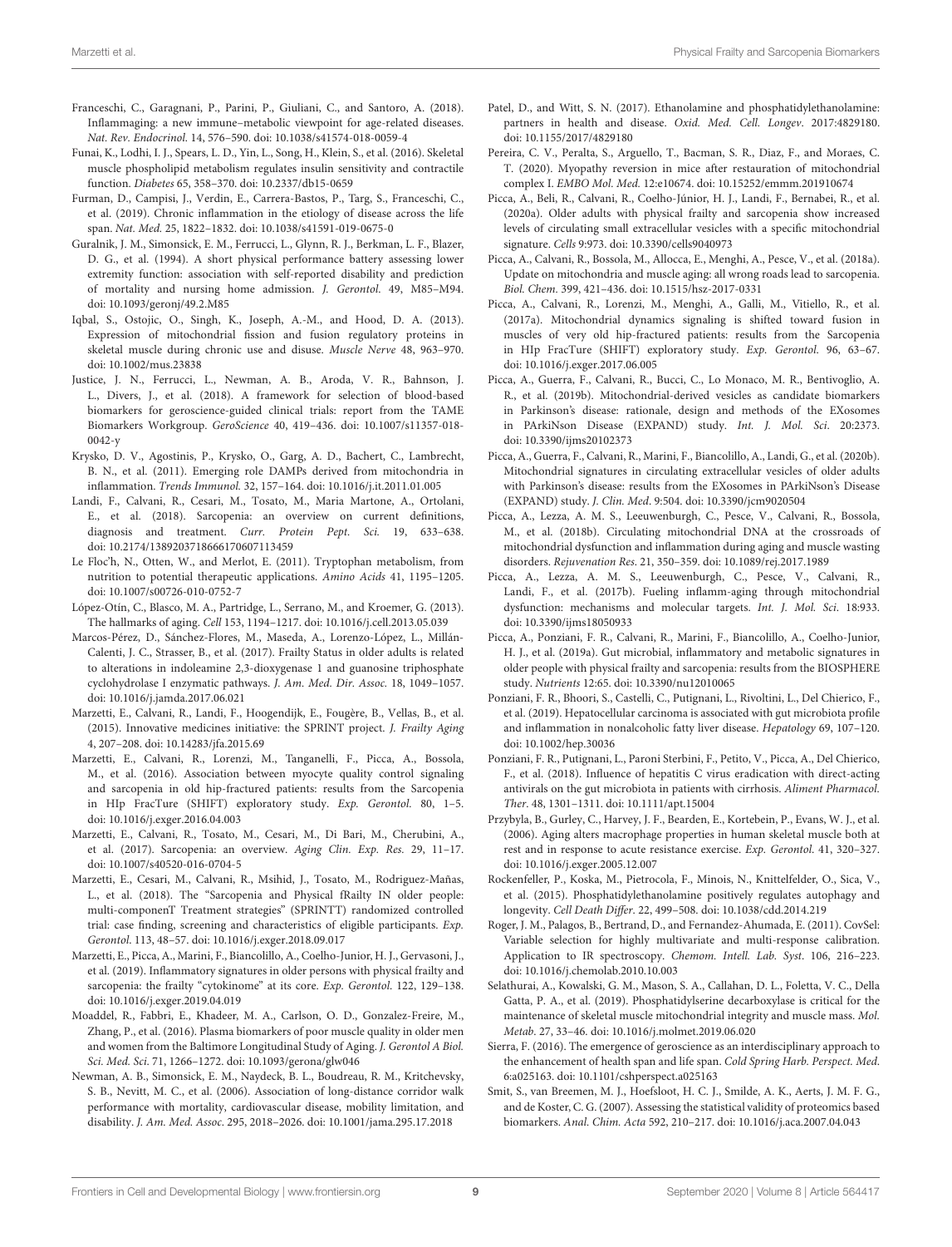Franceschi, C., Garagnani, P., Parini, P., Giuliani, C., and Santoro, A. (2018). Inflammaging: a new immune–metabolic viewpoint for age-related diseases. *Nat. Rev. Endocrinol.* 14, 576–590. doi: 10.1038/s41574-018-0059-4

Funai, K., Lodhi, I. J., Spears, L. D., Yin, L., Song, H., Klein, S., et al. (2016). Skeletal muscle phospholipid metabolism regulates insulin sensitivity and contractile function. *Diabetes* 65, 358–370. doi: 10.2337/db15-0659

Furman, D., Campisi, J., Verdin, E., Carrera-Bastos, P., Targ, S., Franceschi, C., et al. (2019). Chronic inflammation in the etiology of disease across the life span. *Nat. Med.* 25, 1822–1832. doi: 10.1038/s41591-019-0675-0

Guralnik, J. M., Simonsick, E. M., Ferrucci, L., Glynn, R. J., Berkman, L. F., Blazer, D. G., et al. (1994). A short physical performance battery assessing lower extremity function: association with self-reported disability and prediction of mortality and nursing home admission. *J. Gerontol.* 49, M85–M94. doi: 10.1093/geronj/49.2.M85

Iqbal, S., Ostojic, O., Singh, K., Joseph, A.-M., and Hood, D. A. (2013). Expression of mitochondrial fission and fusion regulatory proteins in skeletal muscle during chronic use and disuse. *Muscle Nerve* 48, 963–970. doi: 10.1002/mus.23838

Justice, J. N., Ferrucci, L., Newman, A. B., Aroda, V. R., Bahnson, J. L., Divers, J., et al. (2018). A framework for selection of blood-based biomarkers for geroscience-guided clinical trials: report from the TAME Biomarkers Workgroup. *GeroScience* 40, 419–436. doi: 10.1007/s11357-018-0042-y

Krysko, D. V., Agostinis, P., Krysko, O., Garg, A. D., Bachert, C., Lambrecht, B. N., et al. (2011). Emerging role DAMPs derived from mitochondria in inflammation. *Trends Immunol.* 32, 157–164. doi: 10.1016/j.it.2011.01.005

Landi, F., Calvani, R., Cesari, M., Tosato, M., Maria Martone, A., Ortolani, E., et al. (2018). Sarcopenia: an overview on current definitions, diagnosis and treatment. *Curr. Protein Pept. Sci.* 19, 633–638. doi: 10.2174/1389203718666170607113459

Le Floc'h, N., Otten, W., and Merlot, E. (2011). Tryptophan metabolism, from nutrition to potential therapeutic applications. *Amino Acids* 41, 1195–1205. doi: 10.1007/s00726-010-0752-7

López-Otín, C., Blasco, M. A., Partridge, L., Serrano, M., and Kroemer, G. (2013). The hallmarks of aging. *Cell* 153, 1194–1217. doi: 10.1016/j.cell.2013.05.039

Marcos-Pérez, D., Sánchez-Flores, M., Maseda, A., Lorenzo-López, L., Millán-Calenti, J. C., Strasser, B., et al. (2017). Frailty Status in older adults is related to alterations in indoleamine 2,3-dioxygenase 1 and guanosine triphosphate cyclohydrolase I enzymatic pathways. *J. Am. Med. Dir. Assoc.* 18, 1049–1057. doi: 10.1016/j.jamda.2017.06.021

Marzetti, E., Calvani, R., Landi, F., Hoogendijk, E., Fougère, B., Vellas, B., et al. (2015). Innovative medicines initiative: the SPRINT project. *J. Frailty Aging* 4, 207–208. doi: 10.14283/jfa.2015.69

Marzetti, E., Calvani, R., Lorenzi, M., Tanganelli, F., Picca, A., Bossola, M., et al. (2016). Association between myocyte quality control signaling and sarcopenia in old hip-fractured patients: results from the Sarcopenia in HIp FracTure (SHIFT) exploratory study. *Exp. Gerontol.* 80, 1–5. doi: 10.1016/j.exger.2016.04.003

Marzetti, E., Calvani, R., Tosato, M., Cesari, M., Di Bari, M., Cherubini, A., et al. (2017). Sarcopenia: an overview. *Aging Clin. Exp. Res.* 29, 11–17. doi: 10.1007/s40520-016-0704-5

Marzetti, E., Cesari, M., Calvani, R., Msihid, J., Tosato, M., Rodriguez-Mañas, L., et al. (2018). The "Sarcopenia and Physical fRailty IN older people: multi-componenT Treatment strategies" (SPRINTT) randomized controlled trial: case finding, screening and characteristics of eligible participants. *Exp. Gerontol.* 113, 48–57. doi: 10.1016/j.exger.2018.09.017

Marzetti, E., Picca, A., Marini, F., Biancolillo, A., Coelho-Junior, H. J., Gervasoni, J., et al. (2019). Inflammatory signatures in older persons with physical frailty and sarcopenia: the frailty "cytokinome" at its core. *Exp. Gerontol.* 122, 129–138. doi: 10.1016/j.exger.2019.04.019

Moaddel, R., Fabbri, E., Khadeer, M. A., Carlson, O. D., Gonzalez-Freire, M., Zhang, P., et al. (2016). Plasma biomarkers of poor muscle quality in older men and women from the Baltimore Longitudinal Study of Aging. *J. Gerontol A Biol. Sci. Med. Sci.* 71, 1266–1272. doi: 10.1093/gerona/glw046

Newman, A. B., Simonsick, E. M., Naydeck, B. L., Boudreau, R. M., Kritchevsky, S. B., Nevitt, M. C., et al. (2006). Association of long-distance corridor walk performance with mortality, cardiovascular disease, mobility limitation, and disability. *J. Am. Med. Assoc.* 295, 2018–2026. doi: 10.1001/jama.295.17.2018

Patel, D., and Witt, S. N. (2017). Ethanolamine and phosphatidylethanolamine: partners in health and disease. *Oxid. Med. Cell. Longev.* 2017:4829180. doi: 10.1155/2017/4829180

Pereira, C. V., Peralta, S., Arguello, T., Bacman, S. R., Diaz, F., and Moraes, C. T. (2020). Myopathy reversion in mice after restauration of mitochondrial complex I. *EMBO Mol. Med.* 12:e10674. doi: 10.15252/emmm.201910674

Picca, A., Beli, R., Calvani, R., Coelho-Júnior, H. J., Landi, F., Bernabei, R., et al. (2020a). Older adults with physical frailty and sarcopenia show increased levels of circulating small extracellular vesicles with a specific mitochondrial signature. *Cells* 9:973. doi: 10.3390/cells9040973

Picca, A., Calvani, R., Bossola, M., Allocca, E., Menghi, A., Pesce, V., et al. (2018a). Update on mitochondria and muscle aging: all wrong roads lead to sarcopenia. *Biol. Chem.* 399, 421–436. doi: 10.1515/hsz-2017-0331

Picca, A., Calvani, R., Lorenzi, M., Menghi, A., Galli, M., Vitiello, R., et al. (2017a). Mitochondrial dynamics signaling is shifted toward fusion in muscles of very old hip-fractured patients: results from the Sarcopenia in HIp FracTure (SHIFT) exploratory study. *Exp. Gerontol.* 96, 63–67. doi: 10.1016/j.exger.2017.06.005

Picca, A., Guerra, F., Calvani, R., Bucci, C., Lo Monaco, M. R., Bentivoglio, A. R., et al. (2019b). Mitochondrial-derived vesicles as candidate biomarkers in Parkinson's disease: rationale, design and methods of the EXosomes in PArkiNSon Disease (EXPAND) study. *Int. J. Mol. Sci.* 20:2373. doi: 10.3390/ijms20102373

Picca, A., Guerra, F., Calvani, R., Marini, F., Biancolillo, A., Landi, G., et al. (2020b). Mitochondrial signatures in circulating extracellular vesicles of older adults with Parkinson's disease: results from the EXosomes in PArkiNSon's Disease (EXPAND) study. *J. Clin. Med.* 9:504. doi: 10.3390/jcm9020504

Picca, A., Lezza, A. M. S., Leeuwenburgh, C., Pesce, V., Calvani, R., Bossola, M., et al. (2018b). Circulating mitochondrial DNA at the crossroads of mitochondrial dysfunction and inflammation during aging and muscle wasting disorders. *Rejuvenation Res.* 21, 350–359. doi: 10.1089/rej.2017.1989

Picca, A., Lezza, A. M. S., Leeuwenburgh, C., Pesce, V., Calvani, R., Landi, F., et al. (2017b). Fueling inflamm-aging through mitochondrial dysfunction: mechanisms and molecular targets. *Int. J. Mol. Sci.* 18:933. doi: 10.3390/ijms18050933

Picca, A., Ponziani, F. R., Calvani, R., Marini, F., Biancolillo, A., Coelho-Junior, H. J., et al. (2019a). Gut microbial, inflammatory and metabolic signatures in older people with physical frailty and sarcopenia: results from the BIOSPHERE study. *Nutrients* 12:65. doi: 10.3390/nu12010065

Ponziani, F. R., Bhoori, S., Castelli, C., Putignani, L., Rivoltini, L., Del Chierico, F., et al. (2019). Hepatocellular carcinoma is associated with gut microbiota profile and inflammation in nonalcoholic fatty liver disease. *Hepatology* 69, 107–120. doi: 10.1002/hep.30036

Ponziani, F. R., Putignani, L., Paroni Sterbini, F., Petito, V., Picca, A., Del Chierico, F., et al. (2018). Influence of hepatitis C virus eradication with direct-acting antivirals on the gut microbiota in patients with cirrhosis. *Aliment Pharmacol. Ther.* 48, 1301–1311. doi: 10.1111/apt.15004

Przybyla, B., Gurley, C., Harvey, J. F., Bearden, E., Kortebein, P., Evans, W. J., et al. (2006). Aging alters macrophage properties in human skeletal muscle both at rest and in response to acute resistance exercise. *Exp. Gerontol.* 41, 320–327. doi: 10.1016/j.exger.2005.12.007

Rockenfeller, P., Koska, M., Pietrocola, F., Minois, N., Knittelfelder, O., Sica, V., et al. (2015). Phosphatidylethanolamine positively regulates autophagy and longevity. *Cell Death Differ.* 22, 499–508. doi: 10.1038/cdd.2014.219

Roger, J. M., Palagos, B., Bertrand, D., and Fernandez-Ahumada, E. (2011). CovSel: Variable selection for highly multivariate and multi-response calibration. Application to IR spectroscopy. *Chemom. Intell. Lab. Syst.* 106, 216–223. doi: 10.1016/j.chemolab.2010.10.003

Selathurai, A., Kowalski, G. M., Mason, S. A., Callahan, D. L., Foletta, V. C., Della Gatta, P. A., et al. (2019). Phosphatidylserine decarboxylase is critical for the maintenance of skeletal muscle mitochondrial integrity and muscle mass. *Mol. Metab.* 27, 33–46. doi: 10.1016/j.molmet.2019.06.020

Sierra, F. (2016). The emergence of geroscience as an interdisciplinary approach to the enhancement of health span and life span. *Cold Spring Harb. Perspect. Med.* 6:a025163. doi: 10.1101/cshperspect.a025163

Smit, S., van Breemen, M. J., Hoefsloot, H. C. J., Smilde, A. K., Aerts, J. M. F. G., and de Koster, C. G. (2007). Assessing the statistical validity of proteomics based biomarkers. *Anal. Chim. Acta* 592, 210–217. doi: 10.1016/j.aca.2007.04.043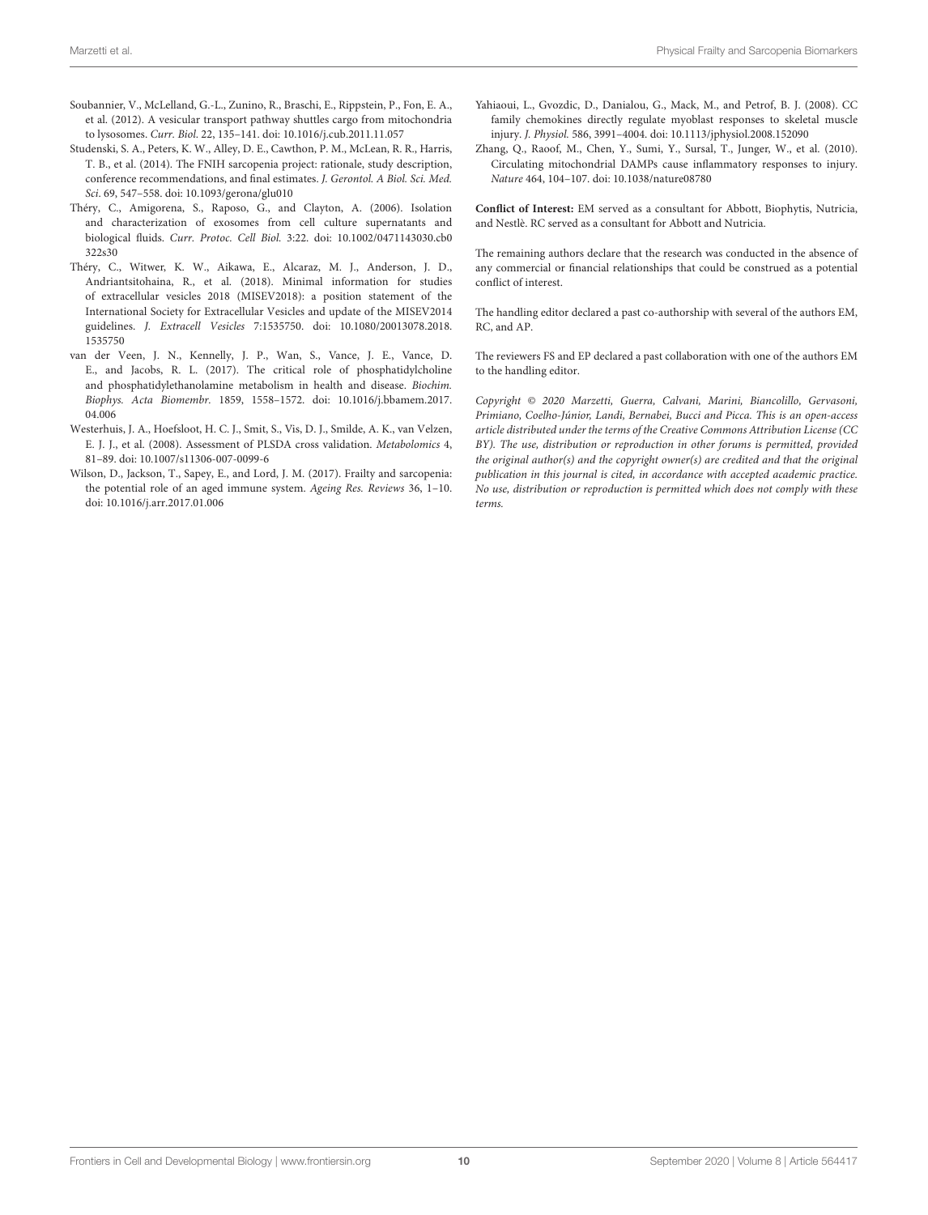Soubannier, V., McLelland, G.-L., Zunino, R., Braschi, E., Rippstein, P., Fon, E. A., et al. (2012). A vesicular transport pathway shuttles cargo from mitochondria to lysosomes. *Curr. Biol.* 22, 135–141. doi: 10.1016/j.cub.2011.11.057

Studenski, S. A., Peters, K. W., Alley, D. E., Cawthon, P. M., McLean, R. R., Harris, T. B., et al. (2014). The FNIH sarcopenia project: rationale, study description, conference recommendations, and final estimates. *J. Gerontol. A Biol. Sci. Med. Sci.* 69, 547–558. doi: 10.1093/gerona/glu010

Théry, C., Amigorena, S., Raposo, G., and Clayton, A. (2006). Isolation and characterization of exosomes from cell culture supernatants and biological fluids. *Curr. Protoc. Cell Biol.* 3:22. doi: 10.1002/0471143030.cb0322s30

Théry, C., Witwer, K. W., Aikawa, E., Alcaraz, M. J., Anderson, J. D., Andriantsitohaina, R., et al. (2018). Minimal information for studies of extracellular vesicles 2018 (MISEV2018): a position statement of the International Society for Extracellular Vesicles and update of the MISEV2014 guidelines. *J. Extracell Vesicles* 7:1535750. doi: 10.1080/20013078.2018.1535750

van der Veen, J. N., Kennelly, J. P., Wan, S., Vance, J. E., Vance, D. E., and Jacobs, R. L. (2017). The critical role of phosphatidylcholine and phosphatidylethanolamine metabolism in health and disease. *Biochim. Biophys. Acta Biomembr.* 1859, 1558–1572. doi: 10.1016/j.bbamem.2017.04.006

Westerhuis, J. A., Hoefsloot, H. C. J., Smit, S., Vis, D. J., Smilde, A. K., van Velzen, E. J. J., et al. (2008). Assessment of PLSDA cross validation. *Metabolomics* 4, 81–89. doi: 10.1007/s11306-007-0099-6

Wilson, D., Jackson, T., Sapey, E., and Lord, J. M. (2017). Frailty and sarcopenia: the potential role of an aged immune system. *Ageing Res. Reviews* 36, 1–10. doi: 10.1016/j.arr.2017.01.006

Yahiaoui, L., Gvozdic, D., Danialou, G., Mack, M., and Petrof, B. J. (2008). CC family chemokines directly regulate myoblast responses to skeletal muscle injury. *J. Physiol.* 586, 3991–4004. doi: 10.1113/jphysiol.2008.152090

Zhang, Q., Raoof, M., Chen, Y., Sumi, Y., Sursal, T., Junger, W., et al. (2010). Circulating mitochondrial DAMPs cause inflammatory responses to injury. *Nature* 464, 104–107. doi: 10.1038/nature08780

**Conflict of Interest:** EM served as a consultant for Abbott, Biophytis, Nutricia, and Nestlè. RC served as a consultant for Abbott and Nutricia.

The remaining authors declare that the research was conducted in the absence of any commercial or financial relationships that could be construed as a potential conflict of interest.

The handling editor declared a past co-authorship with several of the authors EM, RC, and AP.

The reviewers FS and EP declared a past collaboration with one of the authors EM to the handling editor.

*Copyright © 2020 Marzetti, Guerra, Calvani, Marini, Biancolillo, Gervasoni, Primiano, Coelho-Júnior, Landi, Bernabei, Bucci and Picca. This is an open-access article distributed under the terms of the Creative Commons Attribution License (CC BY). The use, distribution or reproduction in other forums is permitted, provided the original author(s) and the copyright owner(s) are credited and that the original publication in this journal is cited, in accordance with accepted academic practice. No use, distribution or reproduction is permitted which does not comply with these terms.*